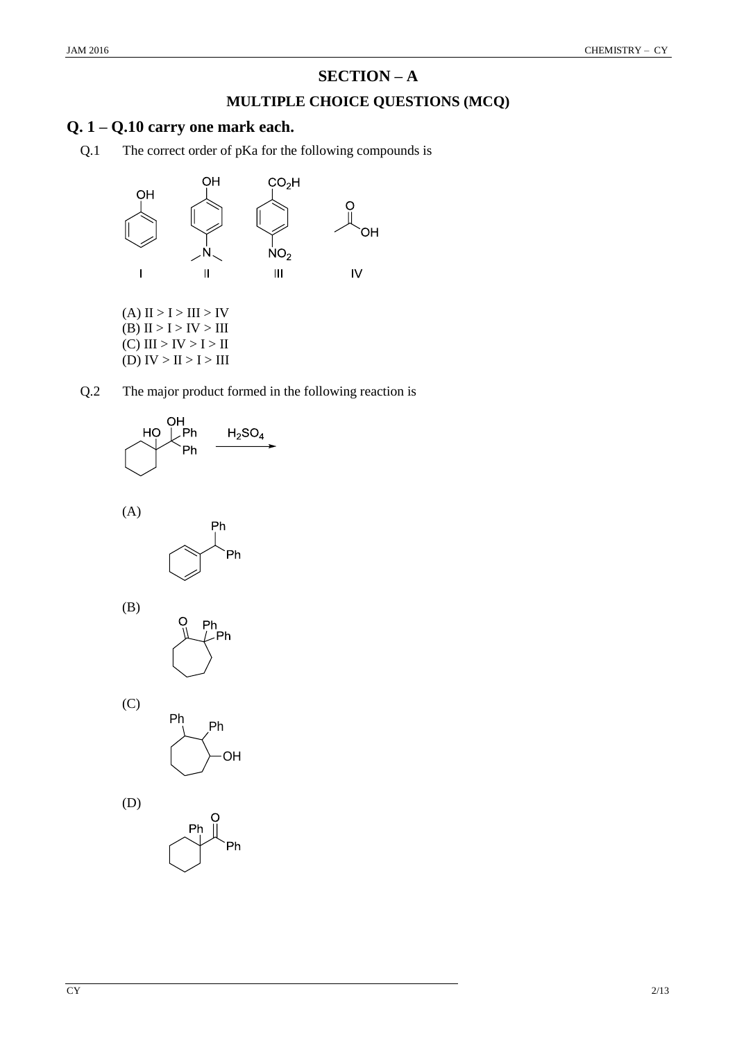## SECTION – A

### MULTIPLE CHOICE QUESTIONS (MCQ)

## Q. 1 – Q.10 carry one mark each.

Q.1 The correct order of pKa for the following compounds is

I II III IV

(A) II > I > III > IV
(B) II > I > IV > III
(C) III > IV > I > II
(D) IV > II > I > III

Q.2 The major product formed in the following reaction is

$H_2SO_4$

(A)

(B)

(C)

(D)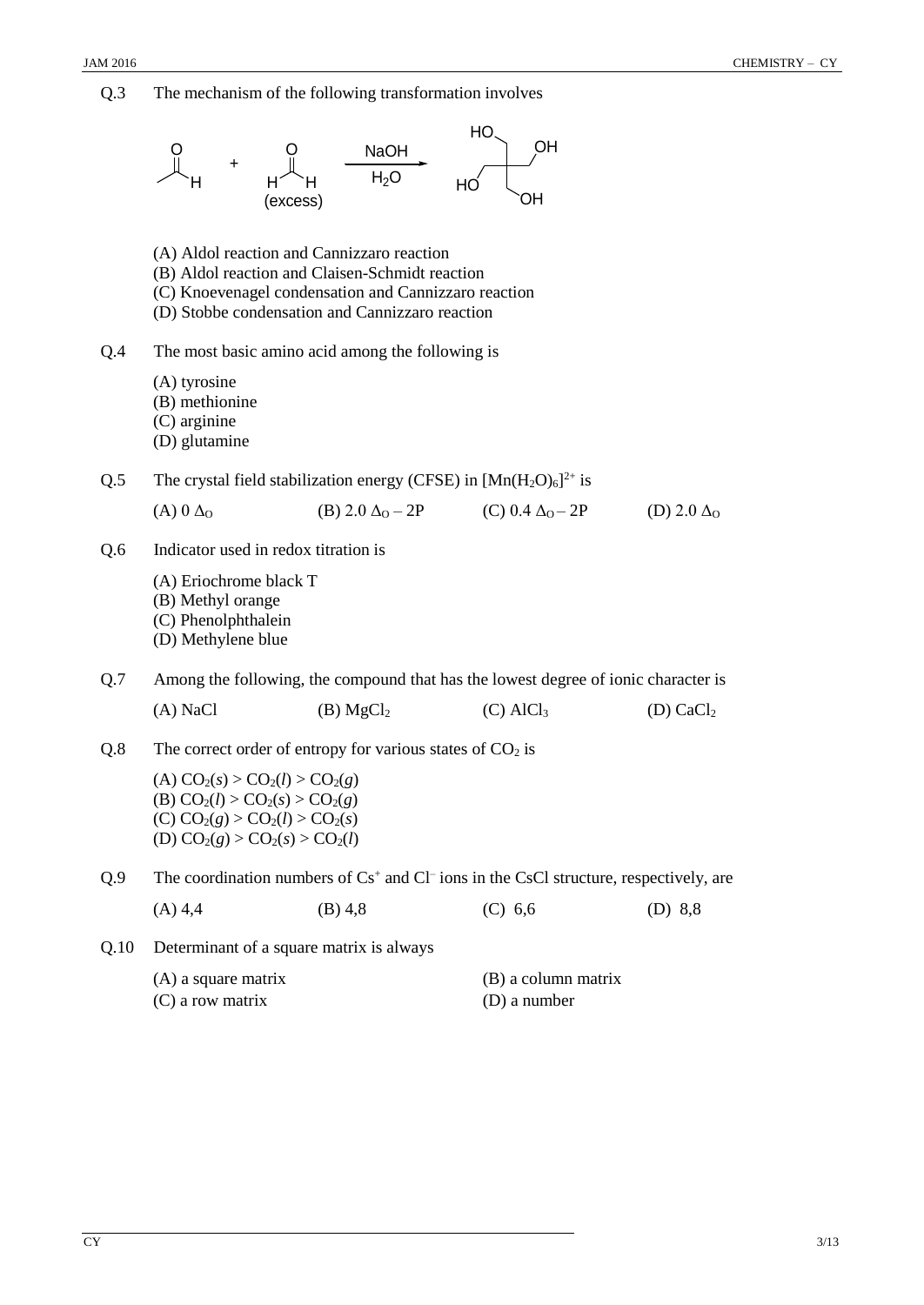Q.3 The mechanism of the following transformation involves

$$CH_3CHO + HCHO \text{ (excess)} \xrightarrow[H_2O]{NaOH} C(CH_2OH)_4$$

(A) Aldol reaction and Cannizzaro reaction
(B) Aldol reaction and Claisen-Schmidt reaction
(C) Knoevenagel condensation and Cannizzaro reaction
(D) Stobbe condensation and Cannizzaro reaction

Q.4 The most basic amino acid among the following is

(A) tyrosine
(B) methionine
(C) arginine
(D) glutamine

Q.5 The crystal field stabilization energy (CFSE) in $[Mn(H_2O)_6]^{2+}$ is

(A) $0\ \Delta_O$ (B) $2.0\ \Delta_O - 2P$ (C) $0.4\ \Delta_O - 2P$ (D) $2.0\ \Delta_O$

Q.6 Indicator used in redox titration is

(A) Eriochrome black T
(B) Methyl orange
(C) Phenolphthalein
(D) Methylene blue

Q.7 Among the following, the compound that has the lowest degree of ionic character is

(A) NaCl (B) $MgCl_2$ (C) $AlCl_3$ (D) $CaCl_2$

Q.8 The correct order of entropy for various states of $CO_2$ is

(A) $CO_2(s) > CO_2(l) > CO_2(g)$
(B) $CO_2(l) > CO_2(s) > CO_2(g)$
(C) $CO_2(g) > CO_2(l) > CO_2(s)$
(D) $CO_2(g) > CO_2(s) > CO_2(l)$

Q.9 The coordination numbers of $Cs^+$ and $Cl^-$ ions in the CsCl structure, respectively, are

(A) 4,4 (B) 4,8 (C) 6,6 (D) 8,8

Q.10 Determinant of a square matrix is always

(A) a square matrix (B) a column matrix
(C) a row matrix (D) a number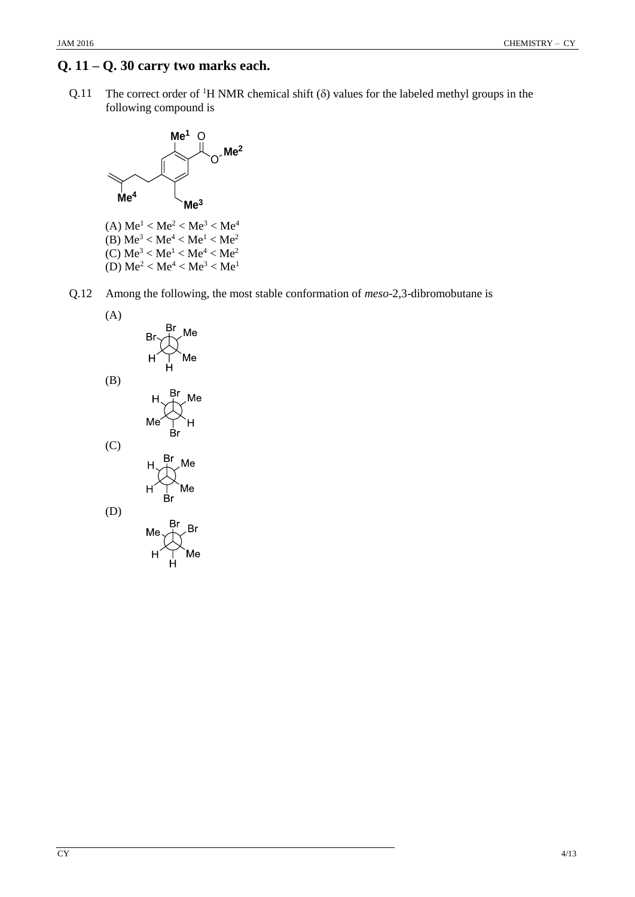## Q. 11 – Q. 30 carry two marks each.

Q.11 The correct order of $^1$H NMR chemical shift ($\delta$) values for the labeled methyl groups in the following compound is

(A) $Me^1 < Me^2 < Me^3 < Me^4$
(B) $Me^3 < Me^4 < Me^1 < Me^2$
(C) $Me^3 < Me^1 < Me^4 < Me^2$
(D) $Me^2 < Me^4 < Me^3 < Me^1$

Q.12 Among the following, the most stable conformation of *meso*-2,3-dibromobutane is

(A)

(B)

(C)

(D)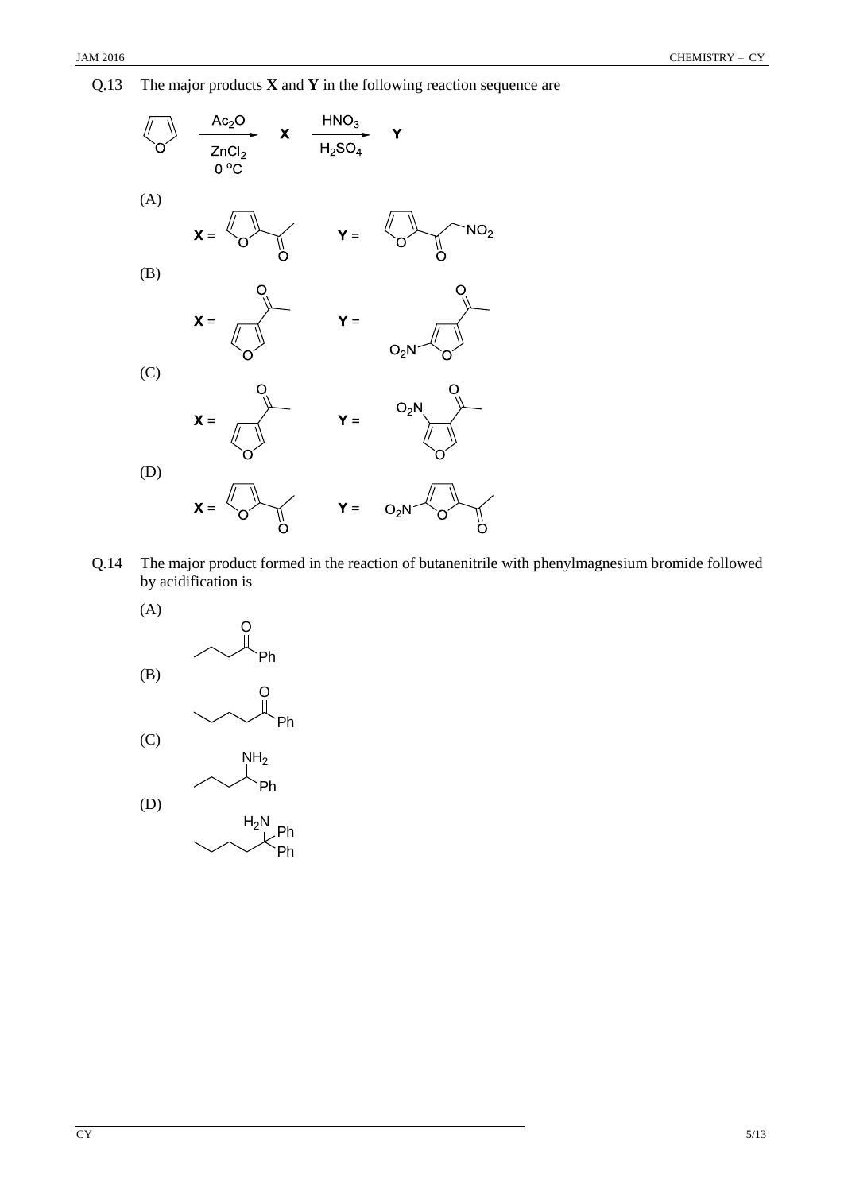Q.13 The major products **X** and **Y** in the following reaction sequence are

Furan $\xrightarrow[\text{ZnCl}_2,\ 0\ ^\circ\text{C}]{\text{Ac}_2\text{O}}$ **X** $\xrightarrow[\text{H}_2\text{SO}_4]{\text{HNO}_3}$ **Y**

(A)

**X** = 2-acetylfuran **Y** = 2-(nitroacetyl)furan ($O_2N$–$CH_2$–CO– attached at C-2 of furan)

(B)

**X** = 3-acetylfuran **Y** = 3-acetyl-5-nitrofuran ($O_2N$ at C-2, acetyl at C-4)

(C)

**X** = 3-acetylfuran **Y** = 3-acetyl-4-nitrofuran ($O_2N$ adjacent to acetyl group)

(D)

**X** = 2-acetylfuran **Y** = 2-acetyl-5-nitrofuran

Q.14 The major product formed in the reaction of butanenitrile with phenylmagnesium bromide followed by acidification is

(A) $CH_3CH_2CH_2COPh$

(B) $CH_3CH_2CH_2CH_2COPh$

(C) $CH_3CH_2CH_2CH(NH_2)Ph$

(D) $CH_3CH_2CH_2CH_2C(NH_2)Ph_2$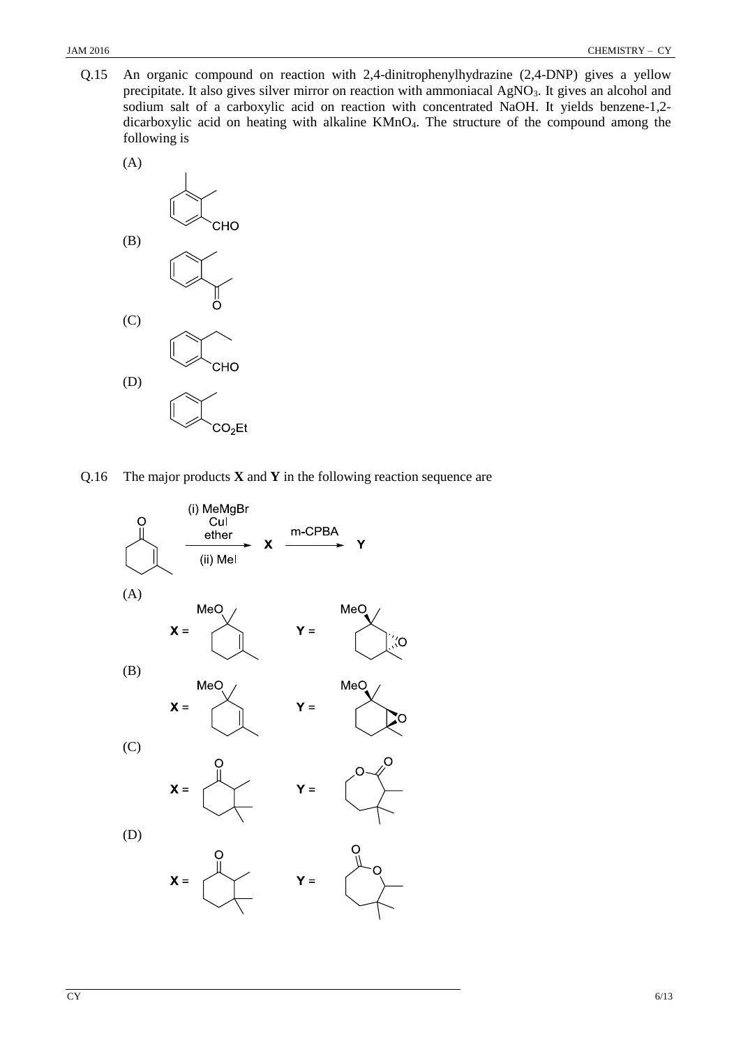Q.15 An organic compound on reaction with 2,4-dinitrophenylhydrazine (2,4-DNP) gives a yellow precipitate. It also gives silver mirror on reaction with ammoniacal $AgNO_3$. It gives an alcohol and sodium salt of a carboxylic acid on reaction with concentrated NaOH. It yields benzene-1,2-dicarboxylic acid on heating with alkaline $KMnO_4$. The structure of the compound among the following is

(A)

CHO

(B)

O

(C)

CHO

(D)

$CO_2Et$

Q.16 The major products **X** and **Y** in the following reaction sequence are

O

(i) MeMgBr CuI ether

(ii) MeI

**X**

m-CPBA

**Y**

(A)

**X** = MeO

**Y** = MeO O

(B)

**X** = MeO

**Y** = MeO O

(C)

**X** = O

**Y** = O O

(D)

**X** = O

**Y** = O O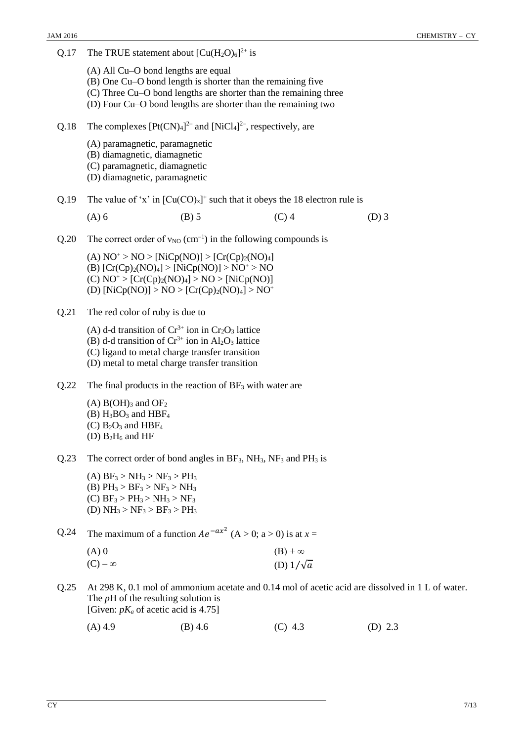Q.17 The TRUE statement about $[Cu(H_2O)_6]^{2+}$ is

(A) All Cu–O bond lengths are equal
(B) One Cu–O bond length is shorter than the remaining five
(C) Three Cu–O bond lengths are shorter than the remaining three
(D) Four Cu–O bond lengths are shorter than the remaining two

Q.18 The complexes $[Pt(CN)_4]^{2-}$ and $[NiCl_4]^{2-}$, respectively, are

(A) paramagnetic, paramagnetic
(B) diamagnetic, diamagnetic
(C) paramagnetic, diamagnetic
(D) diamagnetic, paramagnetic

Q.19 The value of 'x' in $[Cu(CO)_x]^+$ such that it obeys the 18 electron rule is

(A) 6 (B) 5 (C) 4 (D) 3

Q.20 The correct order of $\nu_{NO}$ ($cm^{-1}$) in the following compounds is

(A) $NO^+ > NO > [NiCp(NO)] > [Cr(Cp)_2(NO)_4]$
(B) $[Cr(Cp)_2(NO)_4] > [NiCp(NO)] > NO^+ > NO$
(C) $NO^+ > [Cr(Cp)_2(NO)_4] > NO > [NiCp(NO)]$
(D) $[NiCp(NO)] > NO > [Cr(Cp)_2(NO)_4] > NO^+$

Q.21 The red color of ruby is due to

(A) d-d transition of $Cr^{3+}$ ion in $Cr_2O_3$ lattice
(B) d-d transition of $Cr^{3+}$ ion in $Al_2O_3$ lattice
(C) ligand to metal charge transfer transition
(D) metal to metal charge transfer transition

Q.22 The final products in the reaction of $BF_3$ with water are

(A) $B(OH)_3$ and $OF_2$
(B) $H_3BO_3$ and $HBF_4$
(C) $B_2O_3$ and $HBF_4$
(D) $B_2H_6$ and HF

Q.23 The correct order of bond angles in $BF_3$, $NH_3$, $NF_3$ and $PH_3$ is

(A) $BF_3 > NH_3 > NF_3 > PH_3$
(B) $PH_3 > BF_3 > NF_3 > NH_3$
(C) $BF_3 > PH_3 > NH_3 > NF_3$
(D) $NH_3 > NF_3 > BF_3 > PH_3$

Q.24 The maximum of a function $Ae^{-ax^2}$ (A > 0; a > 0) is at $x$ =

(A) 0 (B) $+\infty$
(C) $-\infty$ (D) $1/\sqrt{a}$

Q.25 At 298 K, 0.1 mol of ammonium acetate and 0.14 mol of acetic acid are dissolved in 1 L of water. The $p$H of the resulting solution is
[Given: $pK_a$ of acetic acid is 4.75]

(A) 4.9 (B) 4.6 (C) 4.3 (D) 2.3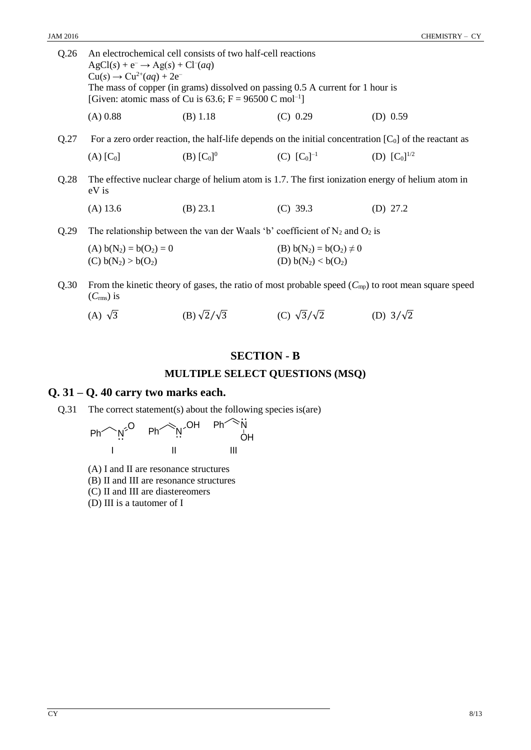Q.26 An electrochemical cell consists of two half-cell reactions

$AgCl(s) + e^- \rightarrow Ag(s) + Cl^-(aq)$

$Cu(s) \rightarrow Cu^{2+}(aq) + 2e^-$

The mass of copper (in grams) dissolved on passing 0.5 A current for 1 hour is

[Given: atomic mass of Cu is 63.6; F = 96500 C mol$^{-1}$]

(A) 0.88 (B) 1.18 (C) 0.29 (D) 0.59

Q.27 For a zero order reaction, the half-life depends on the initial concentration $[C_0]$ of the reactant as

(A) $[C_0]$ (B) $[C_0]^0$ (C) $[C_0]^{-1}$ (D) $[C_0]^{1/2}$

Q.28 The effective nuclear charge of helium atom is 1.7. The first ionization energy of helium atom in eV is

(A) 13.6 (B) 23.1 (C) 39.3 (D) 27.2

Q.29 The relationship between the van der Waals 'b' coefficient of $N_2$ and $O_2$ is

(A) $b(N_2) = b(O_2) = 0$

(B) $b(N_2) = b(O_2) \neq 0$

(C) $b(N_2) > b(O_2)$

(D) $b(N_2) < b(O_2)$

Q.30 From the kinetic theory of gases, the ratio of most probable speed ($C_{mp}$) to root mean square speed ($C_{rms}$) is

(A) $\sqrt{3}$ (B) $\sqrt{2}/\sqrt{3}$ (C) $\sqrt{3}/\sqrt{2}$ (D) $3/\sqrt{2}$

## SECTION - B

### MULTIPLE SELECT QUESTIONS (MSQ)

## Q. 31 – Q. 40 carry two marks each.

Q.31 The correct statement(s) about the following species is(are)

I: $PhCH_2N{=}O$  II: $PhCH{=}N{-}OH$  III: $PhCH{=}N{-}OH$ (stereoisomeric form)

(A) I and II are resonance structures

(B) II and III are resonance structures

(C) II and III are diastereomers

(D) III is a tautomer of I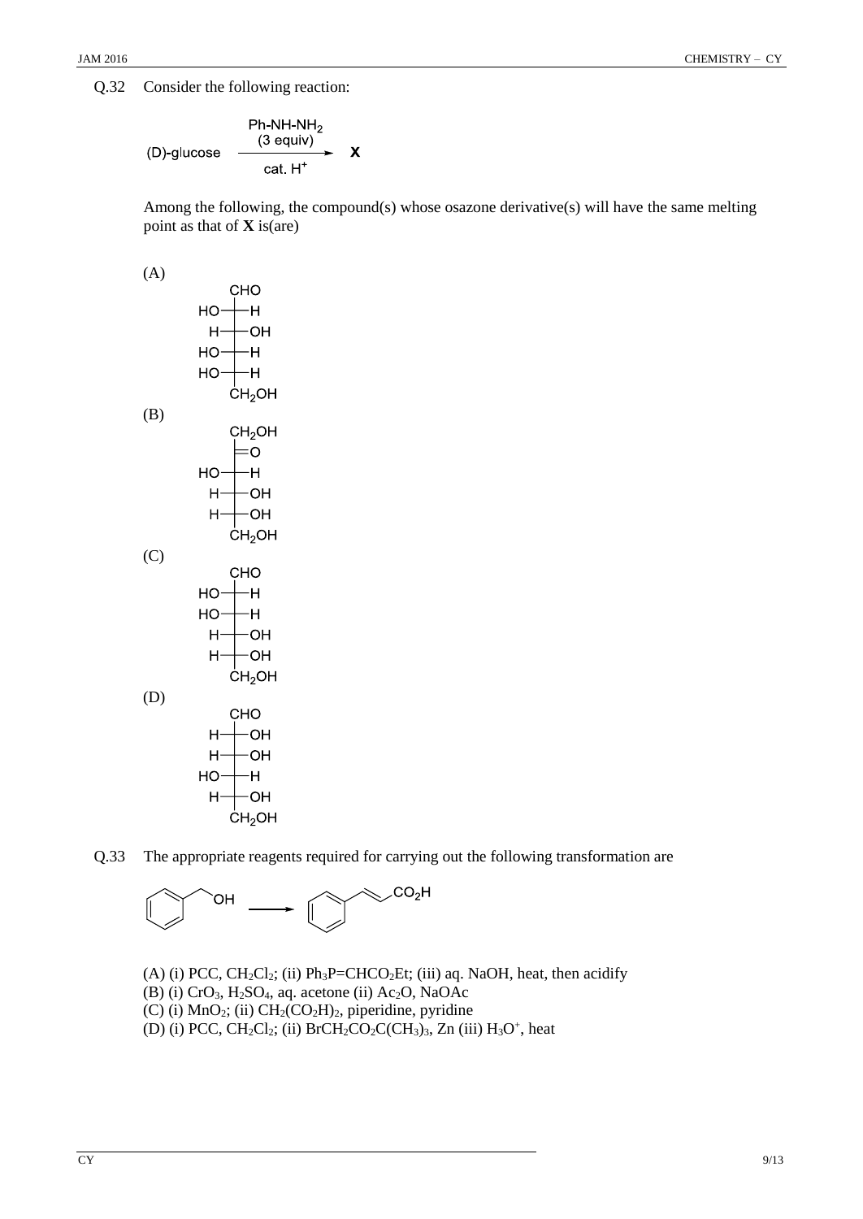Q.32 Consider the following reaction:

$$\text{(D)-glucose} \xrightarrow[\text{cat. } H^+]{\text{Ph-NH-NH}_2 \text{ (3 equiv)}} \mathbf{X}$$

Among the following, the compound(s) whose osazone derivative(s) will have the same melting point as that of **X** is(are)

(A)

```
      CHO
  HO——H
   H——OH
  HO——H
  HO——H
      CH2OH
```

(B)

```
      CH2OH
      =O
  HO——H
   H——OH
   H——OH
      CH2OH
```

(C)

```
      CHO
  HO——H
  HO——H
   H——OH
   H——OH
      CH2OH
```

(D)

```
      CHO
   H——OH
   H——OH
  HO——H
   H——OH
      CH2OH
```

Q.33 The appropriate reagents required for carrying out the following transformation are

$$PhCH_2OH \longrightarrow PhCH{=}CHCO_2H$$

(A) (i) PCC, $CH_2Cl_2$; (ii) $Ph_3P{=}CHCO_2Et$; (iii) aq. NaOH, heat, then acidify
(B) (i) $CrO_3$, $H_2SO_4$, aq. acetone (ii) $Ac_2O$, NaOAc
(C) (i) $MnO_2$; (ii) $CH_2(CO_2H)_2$, piperidine, pyridine
(D) (i) PCC, $CH_2Cl_2$; (ii) $BrCH_2CO_2C(CH_3)_3$, Zn (iii) $H_3O^+$, heat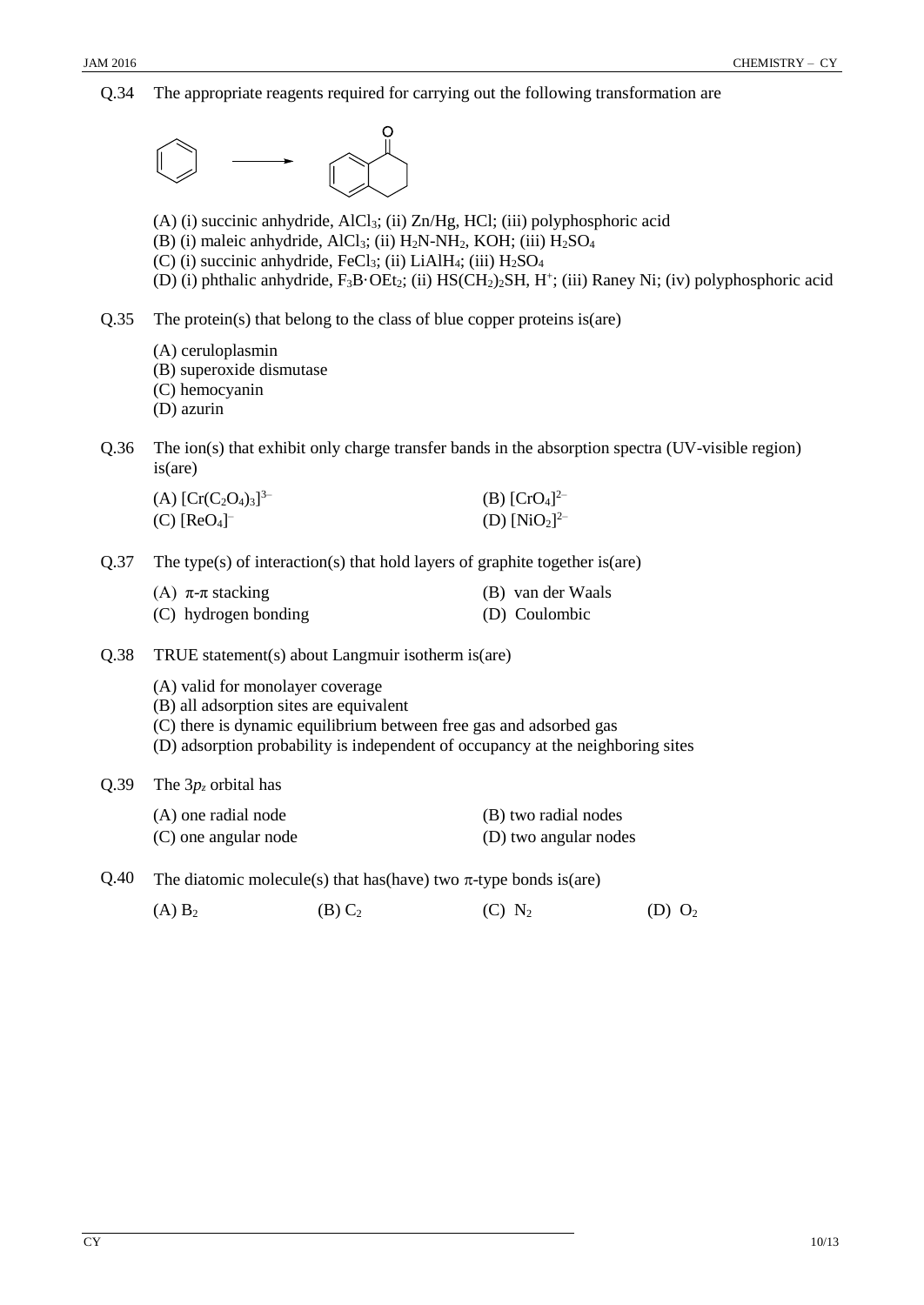Q.34 The appropriate reagents required for carrying out the following transformation are

(A) (i) succinic anhydride, $AlCl_3$; (ii) Zn/Hg, HCl; (iii) polyphosphoric acid
(B) (i) maleic anhydride, $AlCl_3$; (ii) $H_2N$-$NH_2$, KOH; (iii) $H_2SO_4$
(C) (i) succinic anhydride, $FeCl_3$; (ii) $LiAlH_4$; (iii) $H_2SO_4$
(D) (i) phthalic anhydride, $F_3B{\cdot}OEt_2$; (ii) $HS(CH_2)_2SH$, $H^+$; (iii) Raney Ni; (iv) polyphosphoric acid

Q.35 The protein(s) that belong to the class of blue copper proteins is(are)

(A) ceruloplasmin
(B) superoxide dismutase
(C) hemocyanin
(D) azurin

Q.36 The ion(s) that exhibit only charge transfer bands in the absorption spectra (UV-visible region) is(are)

(A) $[Cr(C_2O_4)_3]^{3-}$
(B) $[CrO_4]^{2-}$
(C) $[ReO_4]^{-}$
(D) $[NiO_2]^{2-}$

Q.37 The type(s) of interaction(s) that hold layers of graphite together is(are)

(A) $\pi$-$\pi$ stacking
(B) van der Waals
(C) hydrogen bonding
(D) Coulombic

Q.38 TRUE statement(s) about Langmuir isotherm is(are)

(A) valid for monolayer coverage
(B) all adsorption sites are equivalent
(C) there is dynamic equilibrium between free gas and adsorbed gas
(D) adsorption probability is independent of occupancy at the neighboring sites

Q.39 The $3p_z$ orbital has

(A) one radial node
(B) two radial nodes
(C) one angular node
(D) two angular nodes

Q.40 The diatomic molecule(s) that has(have) two $\pi$-type bonds is(are)

(A) $B_2$
(B) $C_2$
(C) $N_2$
(D) $O_2$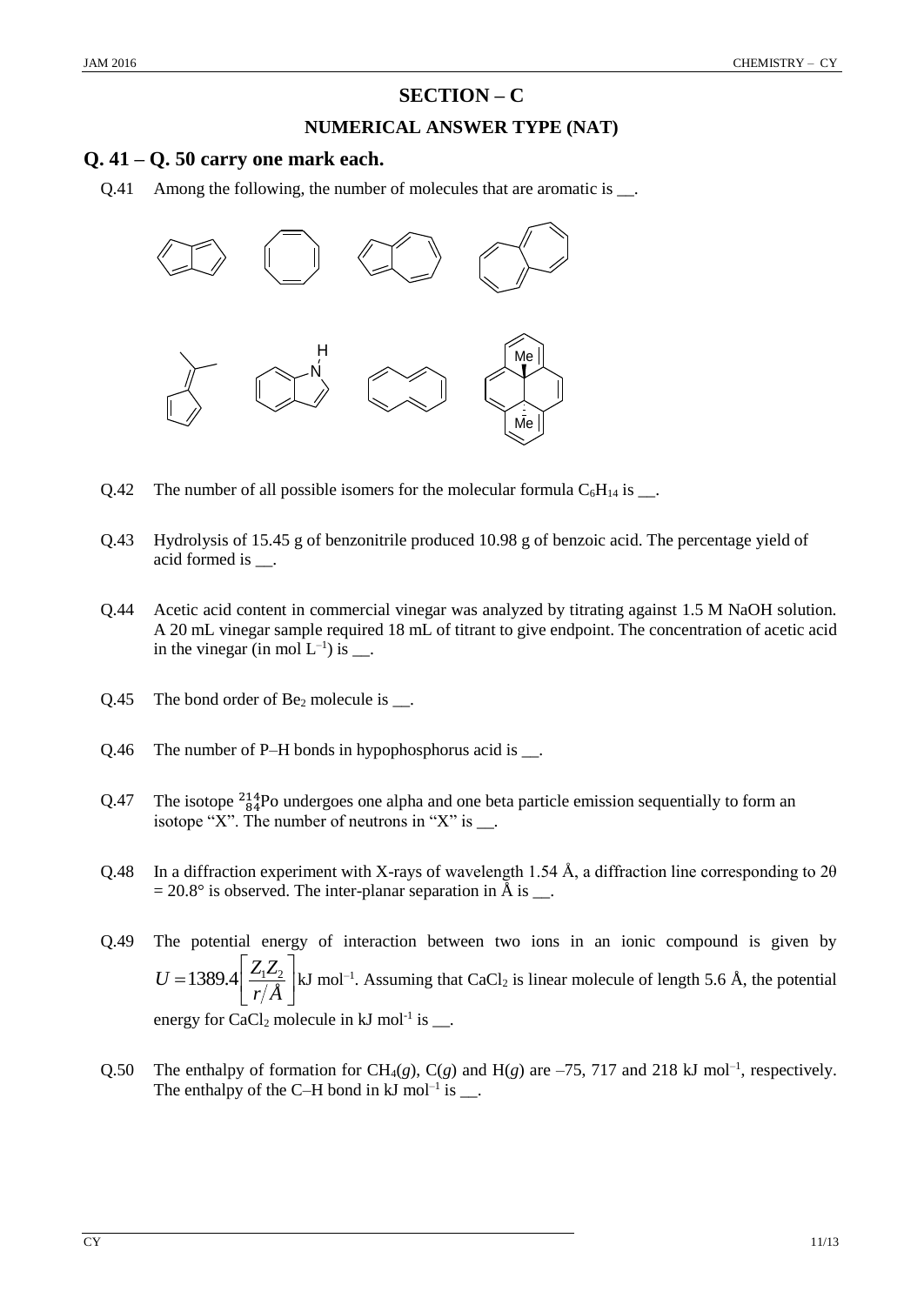## SECTION – C

### NUMERICAL ANSWER TYPE (NAT)

## Q. 41 – Q. 50 carry one mark each.

Q.41 Among the following, the number of molecules that are aromatic is __.

Q.42 The number of all possible isomers for the molecular formula $C_6H_{14}$ is __.

Q.43 Hydrolysis of 15.45 g of benzonitrile produced 10.98 g of benzoic acid. The percentage yield of acid formed is __.

Q.44 Acetic acid content in commercial vinegar was analyzed by titrating against 1.5 M NaOH solution. A 20 mL vinegar sample required 18 mL of titrant to give endpoint. The concentration of acetic acid in the vinegar (in mol $L^{-1}$) is __.

Q.45 The bond order of $Be_2$ molecule is __.

Q.46 The number of P–H bonds in hypophosphorus acid is __.

Q.47 The isotope ${}^{214}_{84}Po$ undergoes one alpha and one beta particle emission sequentially to form an isotope "X". The number of neutrons in "X" is __.

Q.48 In a diffraction experiment with X-rays of wavelength 1.54 Å, a diffraction line corresponding to $2\theta = 20.8°$ is observed. The inter-planar separation in Å is __.

Q.49 The potential energy of interaction between two ions in an ionic compound is given by $U = 1389.4\left[\frac{Z_1 Z_2}{r/Å}\right]$ kJ mol$^{-1}$. Assuming that $CaCl_2$ is linear molecule of length 5.6 Å, the potential energy for $CaCl_2$ molecule in kJ mol$^{-1}$ is __.

Q.50 The enthalpy of formation for $CH_4(g)$, $C(g)$ and $H(g)$ are –75, 717 and 218 kJ mol$^{-1}$, respectively. The enthalpy of the C–H bond in kJ mol$^{-1}$ is __.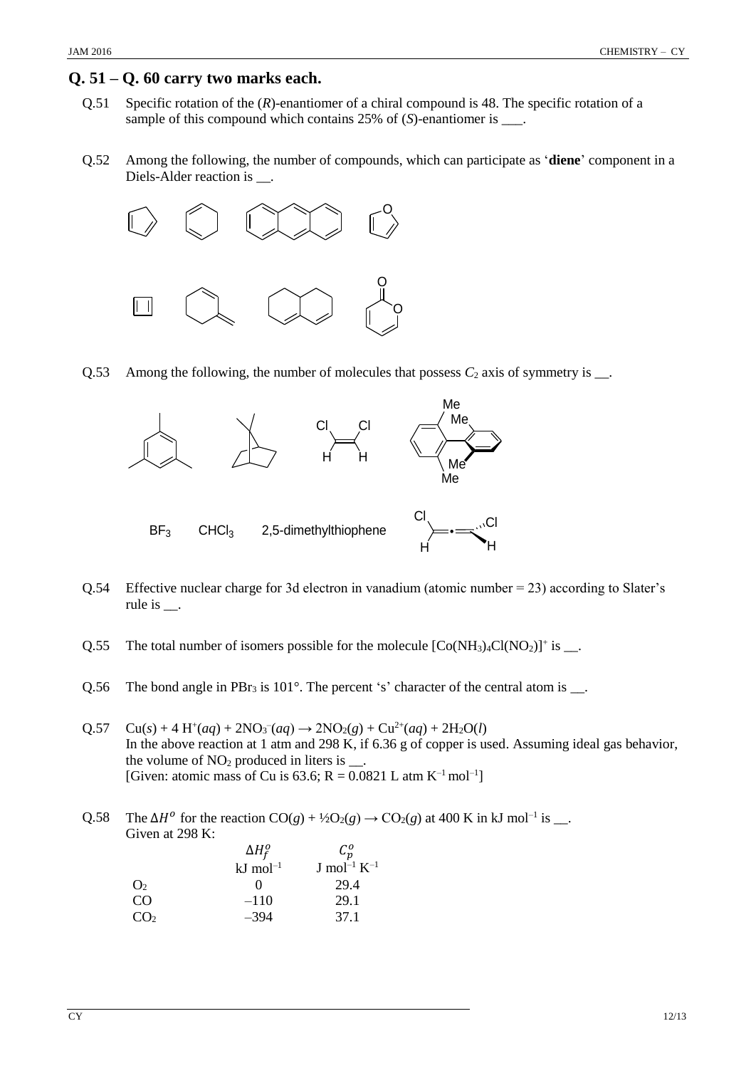## Q. 51 – Q. 60 carry two marks each.

Q.51 Specific rotation of the (*R*)-enantiomer of a chiral compound is 48. The specific rotation of a sample of this compound which contains 25% of (*S*)-enantiomer is ___.

Q.52 Among the following, the number of compounds, which can participate as '**diene**' component in a Diels-Alder reaction is __.

Q.53 Among the following, the number of molecules that possess $C_2$ axis of symmetry is __.

$BF_3$ $\quad CHCl_3$ $\quad$ 2,5-dimethylthiophene

Q.54 Effective nuclear charge for 3d electron in vanadium (atomic number = 23) according to Slater's rule is __.

Q.55 The total number of isomers possible for the molecule $[Co(NH_3)_4Cl(NO_2)]^+$ is __.

Q.56 The bond angle in $PBr_3$ is 101°. The percent 's' character of the central atom is __.

Q.57 $Cu(s) + 4\,H^+(aq) + 2NO_3^-(aq) \rightarrow 2NO_2(g) + Cu^{2+}(aq) + 2H_2O(l)$
In the above reaction at 1 atm and 298 K, if 6.36 g of copper is used. Assuming ideal gas behavior, the volume of $NO_2$ produced in liters is __.
[Given: atomic mass of Cu is 63.6; R = 0.0821 L atm $K^{-1}$ $mol^{-1}$]

Q.58 The $\Delta H^o$ for the reaction $CO(g) + ½O_2(g) \rightarrow CO_2(g)$ at 400 K in kJ $mol^{-1}$ is __.
Given at 298 K:

| | $\Delta H_f^o$ (kJ $mol^{-1}$) | $C_p^o$ (J $mol^{-1}$ $K^{-1}$) |
|---|---|---|
| $O_2$ | 0 | 29.4 |
| CO | –110 | 29.1 |
| $CO_2$ | –394 | 37.1 |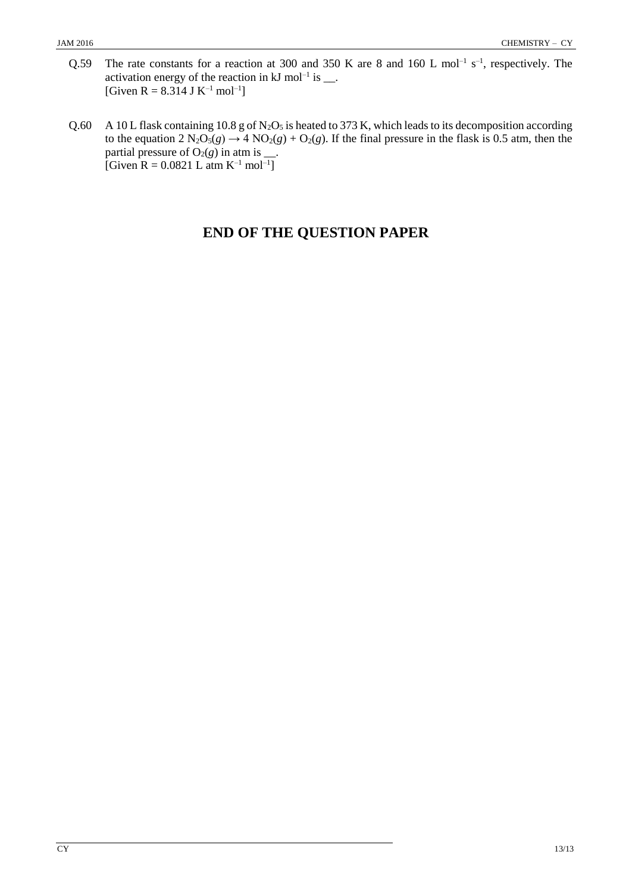Q.59 The rate constants for a reaction at 300 and 350 K are 8 and 160 L mol$^{-1}$ s$^{-1}$, respectively. The activation energy of the reaction in kJ mol$^{-1}$ is __.
[Given R = 8.314 J K$^{-1}$ mol$^{-1}$]

Q.60 A 10 L flask containing 10.8 g of $N_2O_5$ is heated to 373 K, which leads to its decomposition according to the equation $2\,N_2O_5(g) \rightarrow 4\,NO_2(g) + O_2(g)$. If the final pressure in the flask is 0.5 atm, then the partial pressure of $O_2(g)$ in atm is __.
[Given R = 0.0821 L atm K$^{-1}$ mol$^{-1}$]

# END OF THE QUESTION PAPER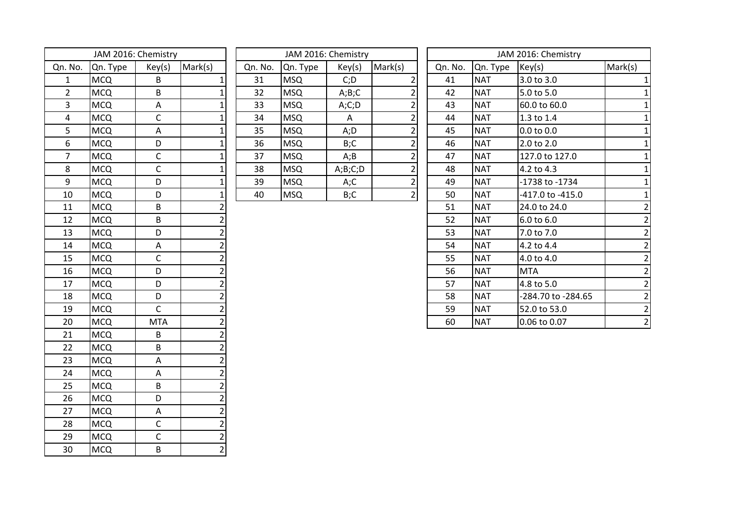| JAM 2016: Chemistry | | | |
|---|---|---|---|
| Qn. No. | Qn. Type | Key(s) | Mark(s) |
| 1 | MCQ | B | 1 |
| 2 | MCQ | B | 1 |
| 3 | MCQ | A | 1 |
| 4 | MCQ | C | 1 |
| 5 | MCQ | A | 1 |
| 6 | MCQ | D | 1 |
| 7 | MCQ | C | 1 |
| 8 | MCQ | C | 1 |
| 9 | MCQ | D | 1 |
| 10 | MCQ | D | 1 |
| 11 | MCQ | B | 2 |
| 12 | MCQ | B | 2 |
| 13 | MCQ | D | 2 |
| 14 | MCQ | A | 2 |
| 15 | MCQ | C | 2 |
| 16 | MCQ | D | 2 |
| 17 | MCQ | D | 2 |
| 18 | MCQ | D | 2 |
| 19 | MCQ | C | 2 |
| 20 | MCQ | MTA | 2 |
| 21 | MCQ | B | 2 |
| 22 | MCQ | B | 2 |
| 23 | MCQ | A | 2 |
| 24 | MCQ | A | 2 |
| 25 | MCQ | B | 2 |
| 26 | MCQ | D | 2 |
| 27 | MCQ | A | 2 |
| 28 | MCQ | C | 2 |
| 29 | MCQ | C | 2 |
| 30 | MCQ | B | 2 |

| JAM 2016: Chemistry | | | |
|---|---|---|---|
| Qn. No. | Qn. Type | Key(s) | Mark(s) |
| 31 | MSQ | C;D | 2 |
| 32 | MSQ | A;B;C | 2 |
| 33 | MSQ | A;C;D | 2 |
| 34 | MSQ | A | 2 |
| 35 | MSQ | A;D | 2 |
| 36 | MSQ | B;C | 2 |
| 37 | MSQ | A;B | 2 |
| 38 | MSQ | A;B;C;D | 2 |
| 39 | MSQ | A;C | 2 |
| 40 | MSQ | B;C | 2 |

| JAM 2016: Chemistry | | | |
|---|---|---|---|
| Qn. No. | Qn. Type | Key(s) | Mark(s) |
| 41 | NAT | 3.0 to 3.0 | 1 |
| 42 | NAT | 5.0 to 5.0 | 1 |
| 43 | NAT | 60.0 to 60.0 | 1 |
| 44 | NAT | 1.3 to 1.4 | 1 |
| 45 | NAT | 0.0 to 0.0 | 1 |
| 46 | NAT | 2.0 to 2.0 | 1 |
| 47 | NAT | 127.0 to 127.0 | 1 |
| 48 | NAT | 4.2 to 4.3 | 1 |
| 49 | NAT | -1738 to -1734 | 1 |
| 50 | NAT | -417.0 to -415.0 | 1 |
| 51 | NAT | 24.0 to 24.0 | 2 |
| 52 | NAT | 6.0 to 6.0 | 2 |
| 53 | NAT | 7.0 to 7.0 | 2 |
| 54 | NAT | 4.2 to 4.4 | 2 |
| 55 | NAT | 4.0 to 4.0 | 2 |
| 56 | NAT | MTA | 2 |
| 57 | NAT | 4.8 to 5.0 | 2 |
| 58 | NAT | -284.70 to -284.65 | 2 |
| 59 | NAT | 52.0 to 53.0 | 2 |
| 60 | NAT | 0.06 to 0.07 | 2 |